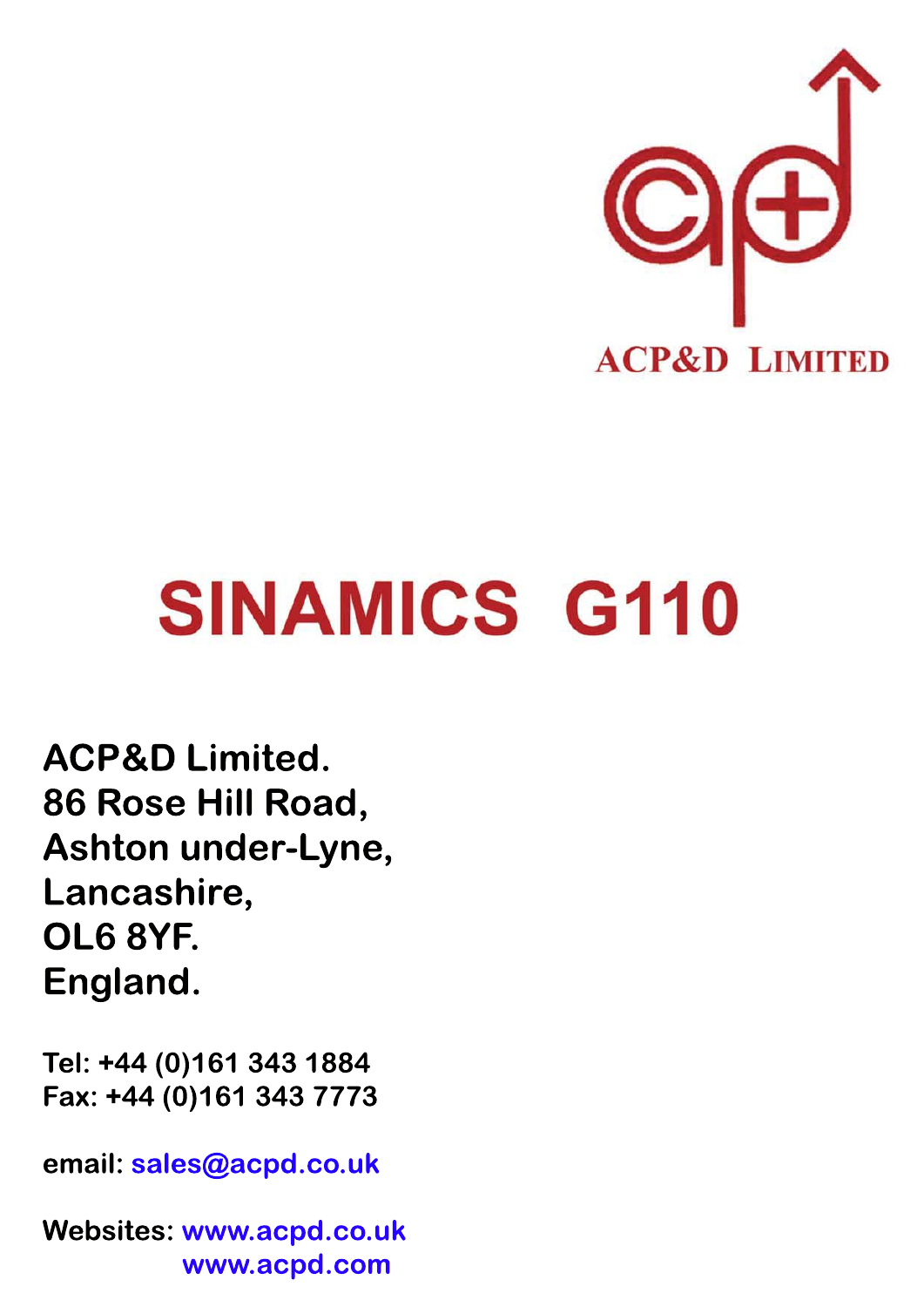ACP&D LIMITED

# SINAMICS G110

**ACP&D Limited.**
**86 Rose Hill Road,**
**Ashton under-Lyne,**
**Lancashire,**
**OL6 8YF.**
**England.**

**Tel: +44 (0)161 343 1884**
**Fax: +44 (0)161 343 7773**

**email: sales@acpd.co.uk**

**Websites: www.acpd.co.uk**
**www.acpd.com**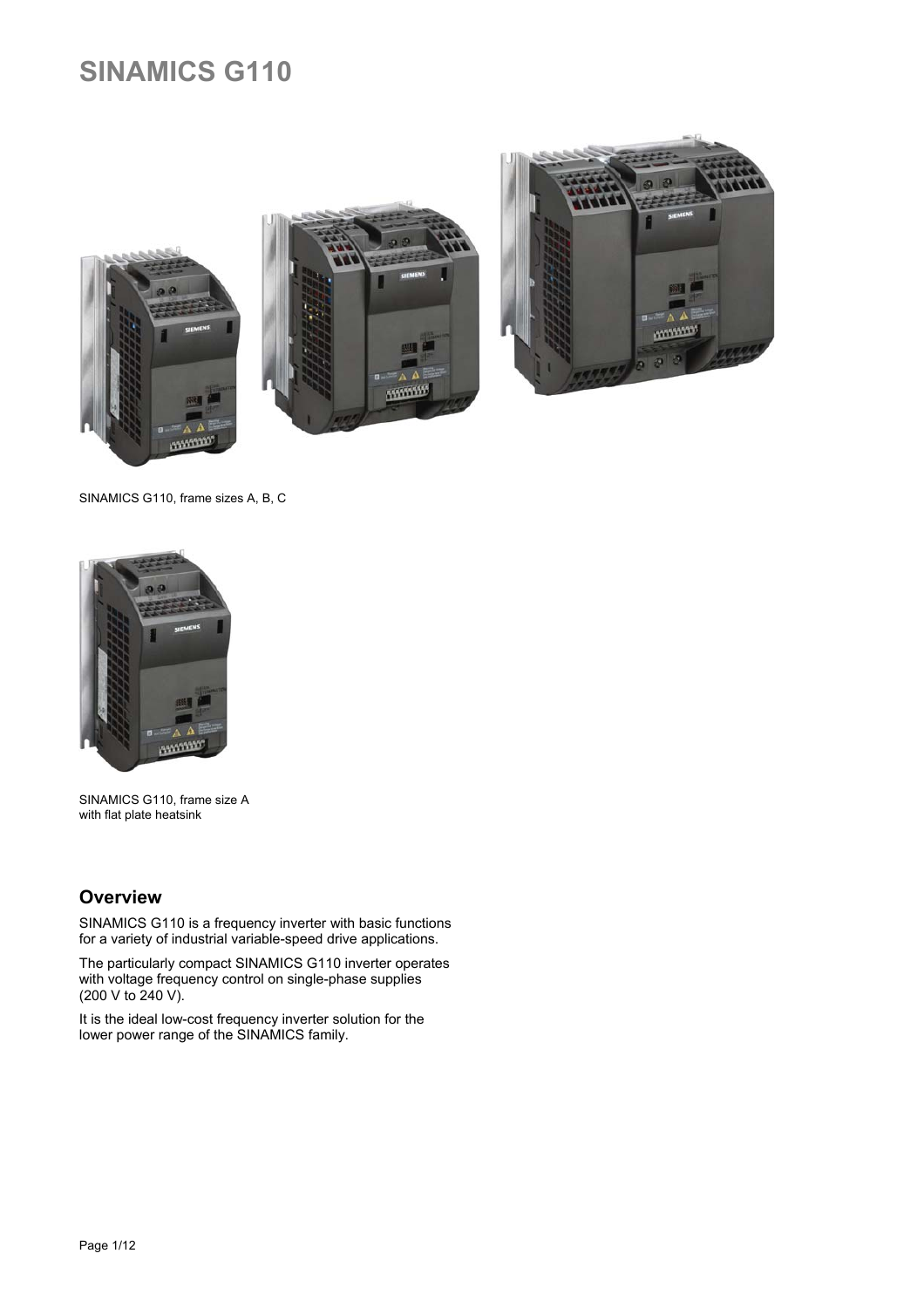# SINAMICS G110

SINAMICS G110, frame sizes A, B, C

SINAMICS G110, frame size A
with flat plate heatsink

## Overview

SINAMICS G110 is a frequency inverter with basic functions for a variety of industrial variable-speed drive applications.

The particularly compact SINAMICS G110 inverter operates with voltage frequency control on single-phase supplies (200 V to 240 V).

It is the ideal low-cost frequency inverter solution for the lower power range of the SINAMICS family.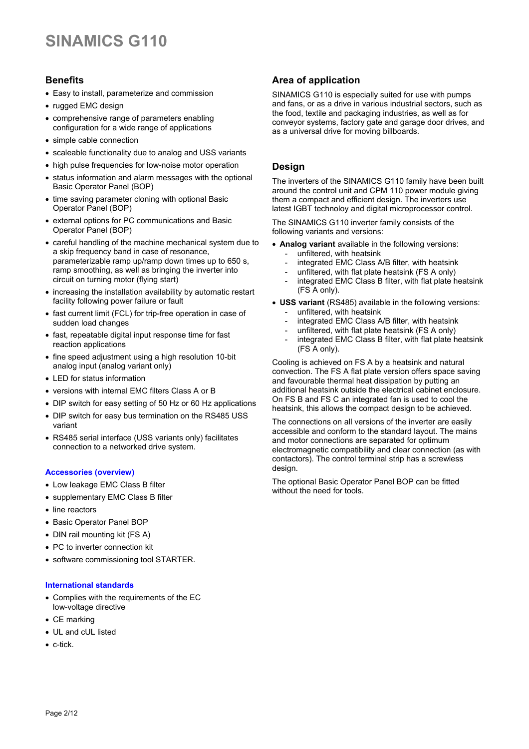## Benefits

- Easy to install, parameterize and commission
- rugged EMC design
- comprehensive range of parameters enabling configuration for a wide range of applications
- simple cable connection
- scaleable functionality due to analog and USS variants
- high pulse frequencies for low-noise motor operation
- status information and alarm messages with the optional Basic Operator Panel (BOP)
- time saving parameter cloning with optional Basic Operator Panel (BOP)
- external options for PC communications and Basic Operator Panel (BOP)
- careful handling of the machine mechanical system due to a skip frequency band in case of resonance, parameterizable ramp up/ramp down times up to 650 s, ramp smoothing, as well as bringing the inverter into circuit on turning motor (flying start)
- increasing the installation availability by automatic restart facility following power failure or fault
- fast current limit (FCL) for trip-free operation in case of sudden load changes
- fast, repeatable digital input response time for fast reaction applications
- fine speed adjustment using a high resolution 10-bit analog input (analog variant only)
- LED for status information
- versions with internal EMC filters Class A or B
- DIP switch for easy setting of 50 Hz or 60 Hz applications
- DIP switch for easy bus termination on the RS485 USS variant
- RS485 serial interface (USS variants only) facilitates connection to a networked drive system.

### Accessories (overview)

- Low leakage EMC Class B filter
- supplementary EMC Class B filter
- line reactors
- Basic Operator Panel BOP
- DIN rail mounting kit (FS A)
- PC to inverter connection kit
- software commissioning tool STARTER.

### International standards

- Complies with the requirements of the EC low-voltage directive
- CE marking
- UL and cUL listed
- c-tick.

## Area of application

SINAMICS G110 is especially suited for use with pumps and fans, or as a drive in various industrial sectors, such as the food, textile and packaging industries, as well as for conveyor systems, factory gate and garage door drives, and as a universal drive for moving billboards.

## Design

The inverters of the SINAMICS G110 family have been built around the control unit and CPM 110 power module giving them a compact and efficient design. The inverters use latest IGBT technoloy and digital microprocessor control.

The SINAMICS G110 inverter family consists of the following variants and versions:

- **Analog variant** available in the following versions:
  - unfiltered, with heatsink
  - integrated EMC Class A/B filter, with heatsink
  - unfiltered, with flat plate heatsink (FS A only)
  - integrated EMC Class B filter, with flat plate heatsink (FS A only).
- **USS variant** (RS485) available in the following versions:
  - unfiltered, with heatsink
  - integrated EMC Class A/B filter, with heatsink
  - unfiltered, with flat plate heatsink (FS A only)
  - integrated EMC Class B filter, with flat plate heatsink (FS A only).

Cooling is achieved on FS A by a heatsink and natural convection. The FS A flat plate version offers space saving and favourable thermal heat dissipation by putting an additional heatsink outside the electrical cabinet enclosure. On FS B and FS C an integrated fan is used to cool the heatsink, this allows the compact design to be achieved.

The connections on all versions of the inverter are easily accessible and conform to the standard layout. The mains and motor connections are separated for optimum electromagnetic compatibility and clear connection (as with contactors). The control terminal strip has a screwless design.

The optional Basic Operator Panel BOP can be fitted without the need for tools.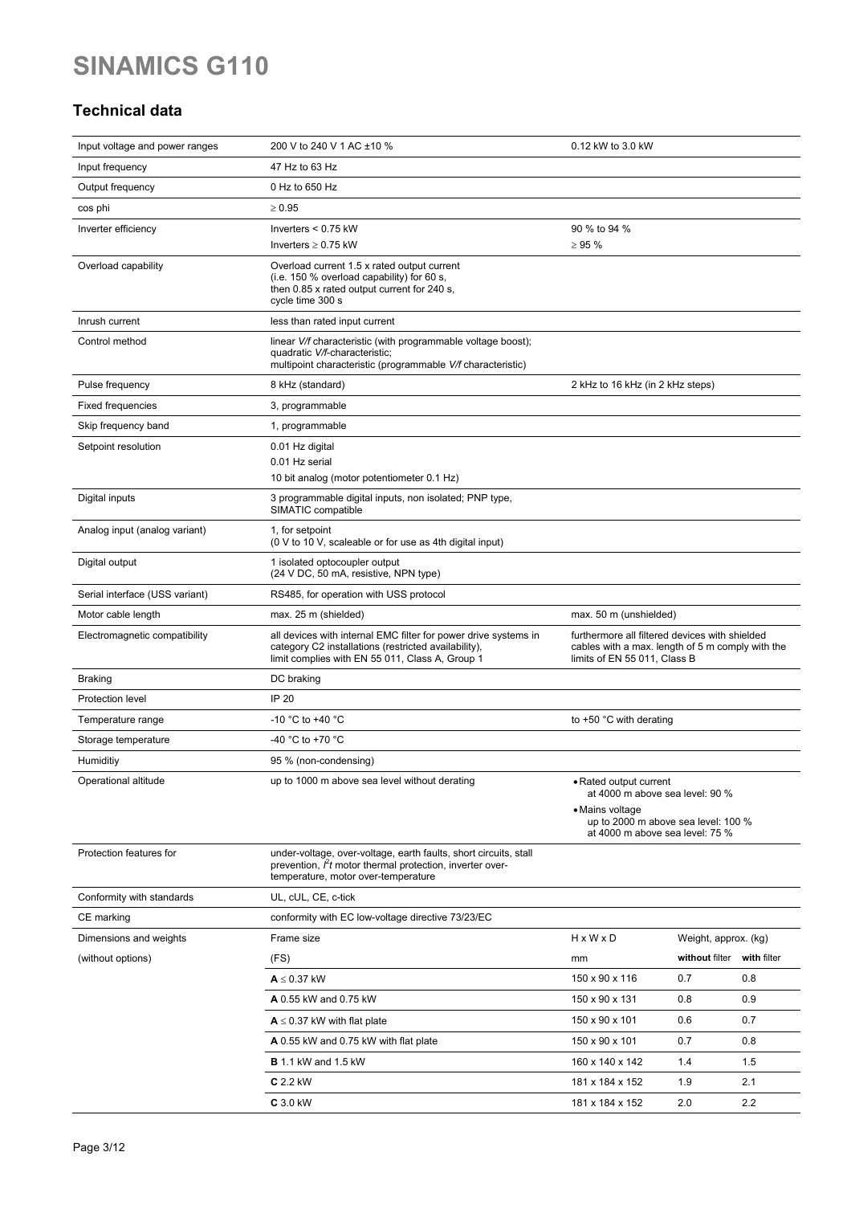# SINAMICS G110

## Technical data

| | | | | |
|---|---|---|---|---|
| Input voltage and power ranges | 200 V to 240 V 1 AC ±10 % | 0.12 kW to 3.0 kW | | |
| Input frequency | 47 Hz to 63 Hz | | | |
| Output frequency | 0 Hz to 650 Hz | | | |
| cos phi | ≥ 0.95 | | | |
| Inverter efficiency | Inverters < 0.75 kW<br>Inverters ≥ 0.75 kW | 90 % to 94 %<br>≥ 95 % | | |
| Overload capability | Overload current 1.5 x rated output current (i.e. 150 % overload capability) for 60 s, then 0.85 x rated output current for 240 s, cycle time 300 s | | | |
| Inrush current | less than rated input current | | | |
| Control method | linear *V/f* characteristic (with programmable voltage boost); quadratic *V/f*-characteristic; multipoint characteristic (programmable *V/f* characteristic) | | | |
| Pulse frequency | 8 kHz (standard) | 2 kHz to 16 kHz (in 2 kHz steps) | | |
| Fixed frequencies | 3, programmable | | | |
| Skip frequency band | 1, programmable | | | |
| Setpoint resolution | 0.01 Hz digital<br>0.01 Hz serial<br>10 bit analog (motor potentiometer 0.1 Hz) | | | |
| Digital inputs | 3 programmable digital inputs, non isolated; PNP type, SIMATIC compatible | | | |
| Analog input (analog variant) | 1, for setpoint (0 V to 10 V, scaleable or for use as 4th digital input) | | | |
| Digital output | 1 isolated optocoupler output (24 V DC, 50 mA, resistive, NPN type) | | | |
| Serial interface (USS variant) | RS485, for operation with USS protocol | | | |
| Motor cable length | max. 25 m (shielded) | max. 50 m (unshielded) | | |
| Electromagnetic compatibility | all devices with internal EMC filter for power drive systems in category C2 installations (restricted availability), limit complies with EN 55 011, Class A, Group 1 | furthermore all filtered devices with shielded cables with a max. length of 5 m comply with the limits of EN 55 011, Class B | | |
| Braking | DC braking | | | |
| Protection level | IP 20 | | | |
| Temperature range | -10 °C to +40 °C | to +50 °C with derating | | |
| Storage temperature | -40 °C to +70 °C | | | |
| Humiditiy | 95 % (non-condensing) | | | |
| Operational altitude | up to 1000 m above sea level without derating | • Rated output current at 4000 m above sea level: 90 %<br>• Mains voltage up to 2000 m above sea level: 100 % at 4000 m above sea level: 75 % | | |
| Protection features for | under-voltage, over-voltage, earth faults, short circuits, stall prevention, $I^2t$ motor thermal protection, inverter over-temperature, motor over-temperature | | | |
| Conformity with standards | UL, cUL, CE, c-tick | | | |
| CE marking | conformity with EC low-voltage directive 73/23/EC | | | |
| Dimensions and weights | Frame size | H x W x D | Weight, approx. (kg) | |
| (without options) | (FS) | mm | **without** filter | **with** filter |
| | **A** ≤ 0.37 kW | 150 x 90 x 116 | 0.7 | 0.8 |
| | **A** 0.55 kW and 0.75 kW | 150 x 90 x 131 | 0.8 | 0.9 |
| | **A** ≤ 0.37 kW with flat plate | 150 x 90 x 101 | 0.6 | 0.7 |
| | **A** 0.55 kW and 0.75 kW with flat plate | 150 x 90 x 101 | 0.7 | 0.8 |
| | **B** 1.1 kW and 1.5 kW | 160 x 140 x 142 | 1.4 | 1.5 |
| | **C** 2.2 kW | 181 x 184 x 152 | 1.9 | 2.1 |
| | **C** 3.0 kW | 181 x 184 x 152 | 2.0 | 2.2 |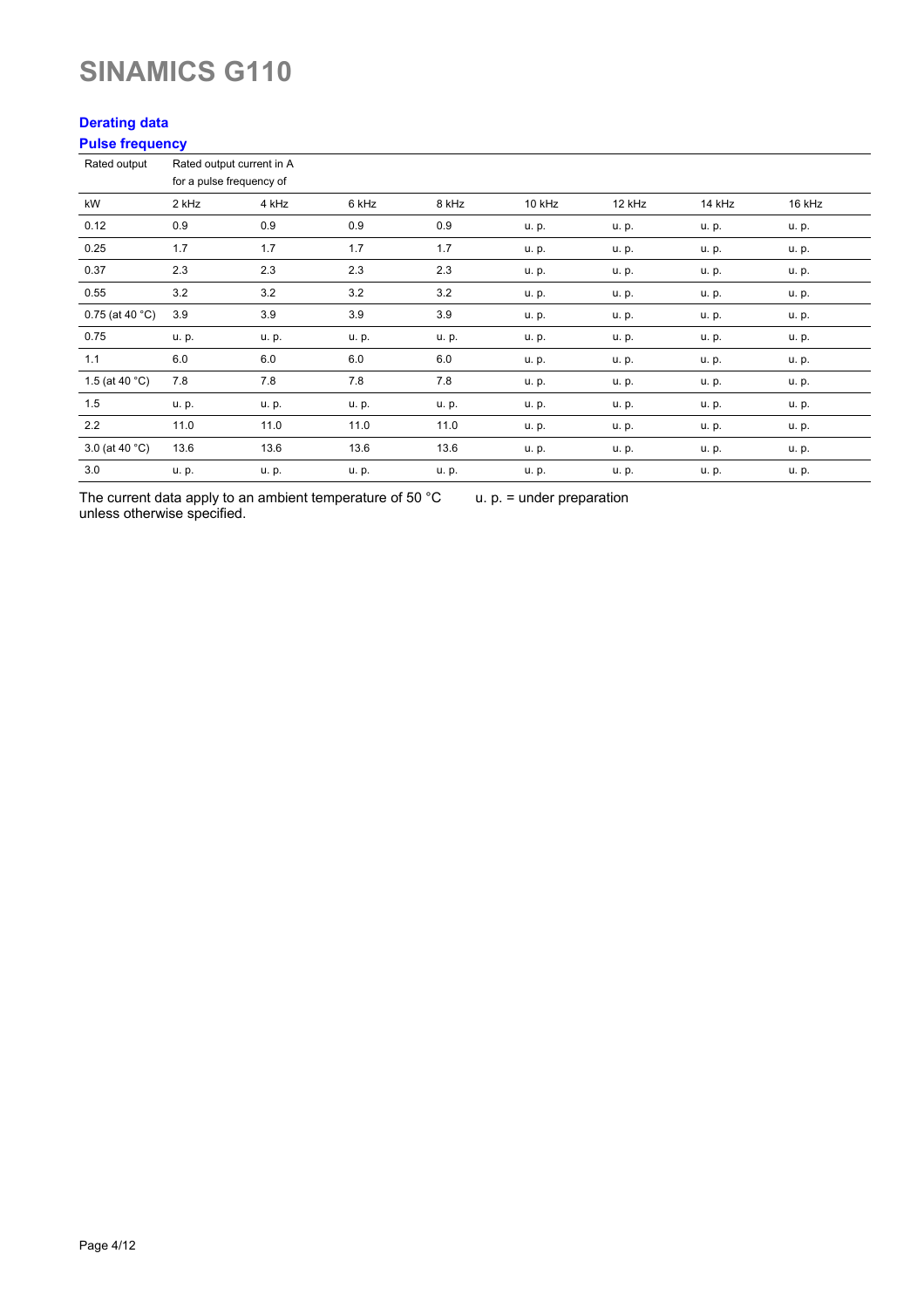# SINAMICS G110

## Derating data

### Pulse frequency

| Rated output | Rated output current in A for a pulse frequency of | | | | | | | |
|---|---|---|---|---|---|---|---|---|
| kW | 2 kHz | 4 kHz | 6 kHz | 8 kHz | 10 kHz | 12 kHz | 14 kHz | 16 kHz |
| 0.12 | 0.9 | 0.9 | 0.9 | 0.9 | u. p. | u. p. | u. p. | u. p. |
| 0.25 | 1.7 | 1.7 | 1.7 | 1.7 | u. p. | u. p. | u. p. | u. p. |
| 0.37 | 2.3 | 2.3 | 2.3 | 2.3 | u. p. | u. p. | u. p. | u. p. |
| 0.55 | 3.2 | 3.2 | 3.2 | 3.2 | u. p. | u. p. | u. p. | u. p. |
| 0.75 (at 40 °C) | 3.9 | 3.9 | 3.9 | 3.9 | u. p. | u. p. | u. p. | u. p. |
| 0.75 | u. p. | u. p. | u. p. | u. p. | u. p. | u. p. | u. p. | u. p. |
| 1.1 | 6.0 | 6.0 | 6.0 | 6.0 | u. p. | u. p. | u. p. | u. p. |
| 1.5 (at 40 °C) | 7.8 | 7.8 | 7.8 | 7.8 | u. p. | u. p. | u. p. | u. p. |
| 1.5 | u. p. | u. p. | u. p. | u. p. | u. p. | u. p. | u. p. | u. p. |
| 2.2 | 11.0 | 11.0 | 11.0 | 11.0 | u. p. | u. p. | u. p. | u. p. |
| 3.0 (at 40 °C) | 13.6 | 13.6 | 13.6 | 13.6 | u. p. | u. p. | u. p. | u. p. |
| 3.0 | u. p. | u. p. | u. p. | u. p. | u. p. | u. p. | u. p. | u. p. |

The current data apply to an ambient temperature of 50 °C unless otherwise specified.

u. p. = under preparation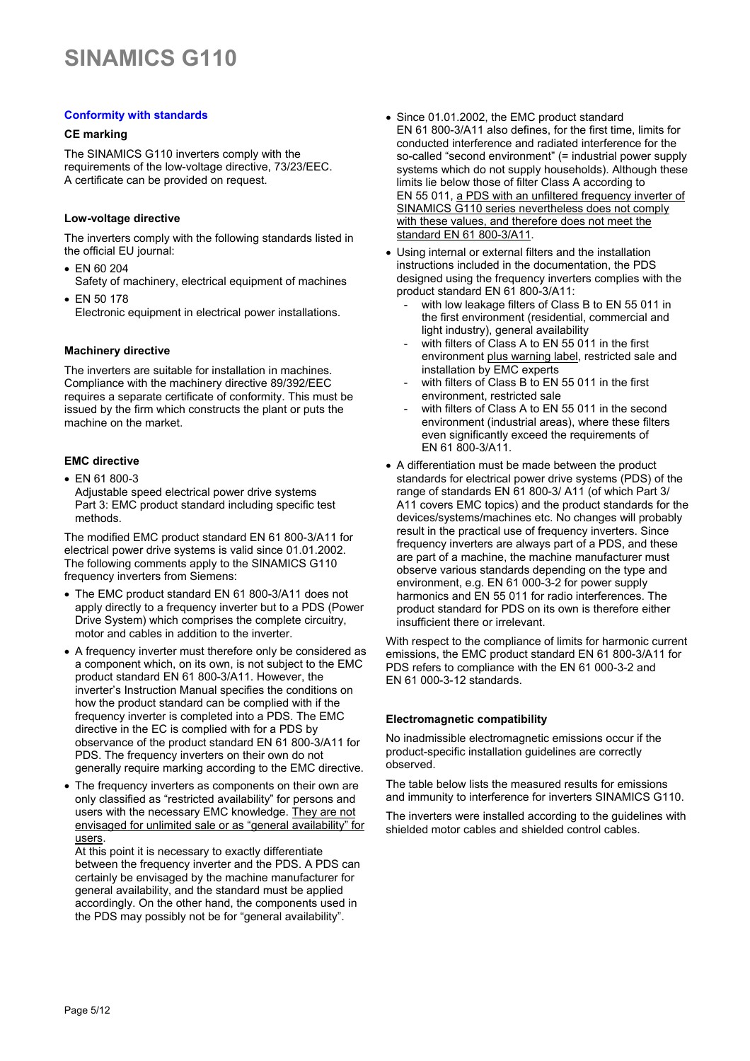## Conformity with standards

### CE marking

The SINAMICS G110 inverters comply with the requirements of the low-voltage directive, 73/23/EEC. A certificate can be provided on request.

### Low-voltage directive

The inverters comply with the following standards listed in the official EU journal:

- EN 60 204
  Safety of machinery, electrical equipment of machines
- EN 50 178
  Electronic equipment in electrical power installations.

### Machinery directive

The inverters are suitable for installation in machines. Compliance with the machinery directive 89/392/EEC requires a separate certificate of conformity. This must be issued by the firm which constructs the plant or puts the machine on the market.

### EMC directive

- EN 61 800-3
  Adjustable speed electrical power drive systems
  Part 3: EMC product standard including specific test methods.

The modified EMC product standard EN 61 800-3/A11 for electrical power drive systems is valid since 01.01.2002. The following comments apply to the SINAMICS G110 frequency inverters from Siemens:

- The EMC product standard EN 61 800-3/A11 does not apply directly to a frequency inverter but to a PDS (Power Drive System) which comprises the complete circuitry, motor and cables in addition to the inverter.
- A frequency inverter must therefore only be considered as a component which, on its own, is not subject to the EMC product standard EN 61 800-3/A11. However, the inverter's Instruction Manual specifies the conditions on how the product standard can be complied with if the frequency inverter is completed into a PDS. The EMC directive in the EC is complied with for a PDS by observance of the product standard EN 61 800-3/A11 for PDS. The frequency inverters on their own do not generally require marking according to the EMC directive.
- The frequency inverters as components on their own are only classified as "restricted availability" for persons and users with the necessary EMC knowledge. <u>They are not envisaged for unlimited sale or as "general availability" for users</u>.
  At this point it is necessary to exactly differentiate between the frequency inverter and the PDS. A PDS can certainly be envisaged by the machine manufacturer for general availability, and the standard must be applied accordingly. On the other hand, the components used in the PDS may possibly not be for "general availability".
- Since 01.01.2002, the EMC product standard EN 61 800-3/A11 also defines, for the first time, limits for conducted interference and radiated interference for the so-called "second environment" (= industrial power supply systems which do not supply households). Although these limits lie below those of filter Class A according to EN 55 011, <u>a PDS with an unfiltered frequency inverter of SINAMICS G110 series nevertheless does not comply with these values, and therefore does not meet the standard EN 61 800-3/A11</u>.
- Using internal or external filters and the installation instructions included in the documentation, the PDS designed using the frequency inverters complies with the product standard EN 61 800-3/A11:
  - with low leakage filters of Class B to EN 55 011 in the first environment (residential, commercial and light industry), general availability
  - with filters of Class A to EN 55 011 in the first environment <u>plus warning label</u>, restricted sale and installation by EMC experts
  - with filters of Class B to EN 55 011 in the first environment, restricted sale
  - with filters of Class A to EN 55 011 in the second environment (industrial areas), where these filters even significantly exceed the requirements of EN 61 800-3/A11.
- A differentiation must be made between the product standards for electrical power drive systems (PDS) of the range of standards EN 61 800-3/ A11 (of which Part 3/ A11 covers EMC topics) and the product standards for the devices/systems/machines etc. No changes will probably result in the practical use of frequency inverters. Since frequency inverters are always part of a PDS, and these are part of a machine, the machine manufacturer must observe various standards depending on the type and environment, e.g. EN 61 000-3-2 for power supply harmonics and EN 55 011 for radio interferences. The product standard for PDS on its own is therefore either insufficient there or irrelevant.

With respect to the compliance of limits for harmonic current emissions, the EMC product standard EN 61 800-3/A11 for PDS refers to compliance with the EN 61 000-3-2 and EN 61 000-3-12 standards.

### Electromagnetic compatibility

No inadmissible electromagnetic emissions occur if the product-specific installation guidelines are correctly observed.

The table below lists the measured results for emissions and immunity to interference for inverters SINAMICS G110.

The inverters were installed according to the guidelines with shielded motor cables and shielded control cables.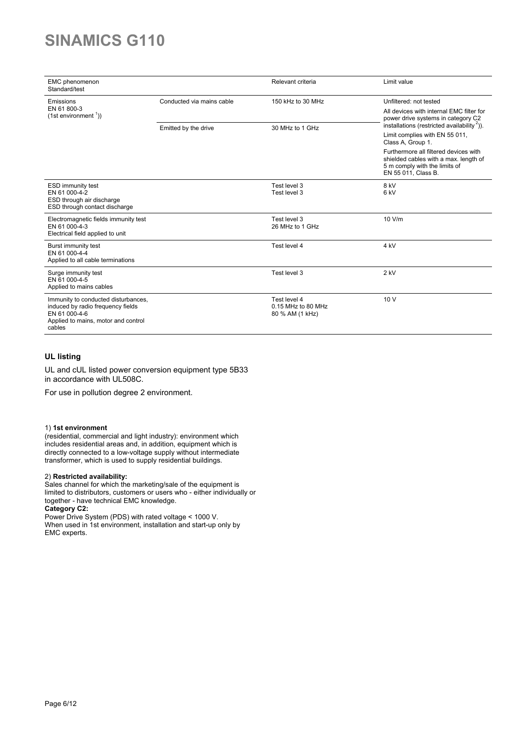# SINAMICS G110

| EMC phenomenon<br>Standard/test | | Relevant criteria | Limit value |
|---|---|---|---|
| Emissions<br>EN 61 800-3<br>(1st environment [1]) | Conducted via mains cable | 150 kHz to 30 MHz | Unfiltered: not tested<br>All devices with internal EMC filter for power drive systems in category C2 installations (restricted availability [2]).<br>Limit complies with EN 55 011, Class A, Group 1.<br>Furthermore all filtered devices with shielded cables with a max. length of 5 m comply with the limits of EN 55 011, Class B. |
| | Emitted by the drive | 30 MHz to 1 GHz | |
| ESD immunity test<br>EN 61 000-4-2<br>ESD through air discharge<br>ESD through contact discharge | | Test level 3<br>Test level 3 | 8 kV<br>6 kV |
| Electromagnetic fields immunity test<br>EN 61 000-4-3<br>Electrical field applied to unit | | Test level 3<br>26 MHz to 1 GHz | 10 V/m |
| Burst immunity test<br>EN 61 000-4-4<br>Applied to all cable terminations | | Test level 4 | 4 kV |
| Surge immunity test<br>EN 61 000-4-5<br>Applied to mains cables | | Test level 3 | 2 kV |
| Immunity to conducted disturbances, induced by radio frequency fields<br>EN 61 000-4-6<br>Applied to mains, motor and control cables | | Test level 4<br>0.15 MHz to 80 MHz<br>80 % AM (1 kHz) | 10 V |

## UL listing

UL and cUL listed power conversion equipment type 5B33 in accordance with UL508C.

For use in pollution degree 2 environment.

1) **1st environment**
(residential, commercial and light industry): environment which includes residential areas and, in addition, equipment which is directly connected to a low-voltage supply without intermediate transformer, which is used to supply residential buildings.

2) **Restricted availability:**
Sales channel for which the marketing/sale of the equipment is limited to distributors, customers or users who - either individually or together - have technical EMC knowledge.
**Category C2:**
Power Drive System (PDS) with rated voltage < 1000 V.
When used in 1st environment, installation and start-up only by EMC experts.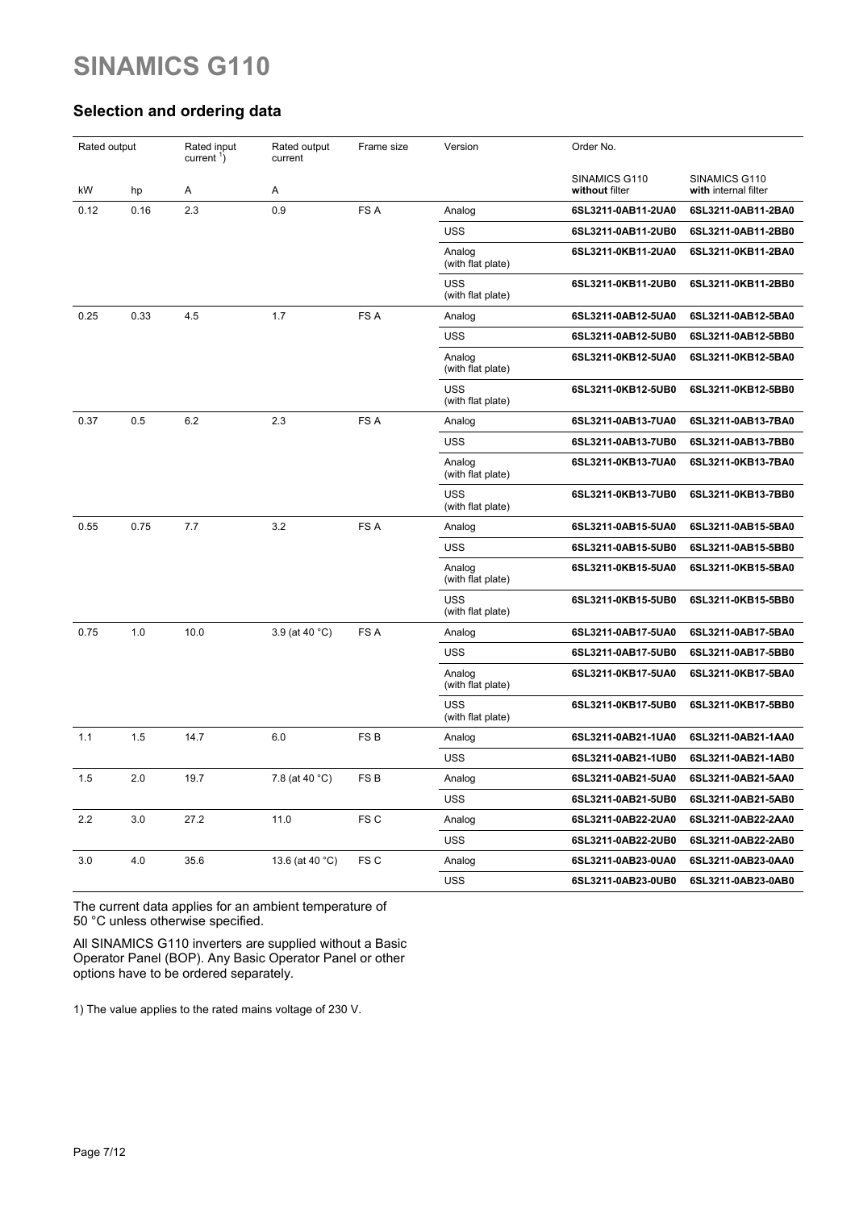# SINAMICS G110

## Selection and ordering data

| Rated output | | Rated input current [1] | Rated output current | Frame size | Version | Order No. | |
|---|---|---|---|---|---|---|---|
| | | | | | | SINAMICS G110 **without** filter | SINAMICS G110 **with** internal filter |
| kW | hp | A | A | | | | |
| 0.12 | 0.16 | 2.3 | 0.9 | FS A | Analog | **6SL3211-0AB11-2UA0** | **6SL3211-0AB11-2BA0** |
| | | | | | USS | **6SL3211-0AB11-2UB0** | **6SL3211-0AB11-2BB0** |
| | | | | | Analog (with flat plate) | **6SL3211-0KB11-2UA0** | **6SL3211-0KB11-2BA0** |
| | | | | | USS (with flat plate) | **6SL3211-0KB11-2UB0** | **6SL3211-0KB11-2BB0** |
| 0.25 | 0.33 | 4.5 | 1.7 | FS A | Analog | **6SL3211-0AB12-5UA0** | **6SL3211-0AB12-5BA0** |
| | | | | | USS | **6SL3211-0AB12-5UB0** | **6SL3211-0AB12-5BB0** |
| | | | | | Analog (with flat plate) | **6SL3211-0KB12-5UA0** | **6SL3211-0KB12-5BA0** |
| | | | | | USS (with flat plate) | **6SL3211-0KB12-5UB0** | **6SL3211-0KB12-5BB0** |
| 0.37 | 0.5 | 6.2 | 2.3 | FS A | Analog | **6SL3211-0AB13-7UA0** | **6SL3211-0AB13-7BA0** |
| | | | | | USS | **6SL3211-0AB13-7UB0** | **6SL3211-0AB13-7BB0** |
| | | | | | Analog (with flat plate) | **6SL3211-0KB13-7UA0** | **6SL3211-0KB13-7BA0** |
| | | | | | USS (with flat plate) | **6SL3211-0KB13-7UB0** | **6SL3211-0KB13-7BB0** |
| 0.55 | 0.75 | 7.7 | 3.2 | FS A | Analog | **6SL3211-0AB15-5UA0** | **6SL3211-0AB15-5BA0** |
| | | | | | USS | **6SL3211-0AB15-5UB0** | **6SL3211-0AB15-5BB0** |
| | | | | | Analog (with flat plate) | **6SL3211-0KB15-5UA0** | **6SL3211-0KB15-5BA0** |
| | | | | | USS (with flat plate) | **6SL3211-0KB15-5UB0** | **6SL3211-0KB15-5BB0** |
| 0.75 | 1.0 | 10.0 | 3.9 (at 40 °C) | FS A | Analog | **6SL3211-0AB17-5UA0** | **6SL3211-0AB17-5BA0** |
| | | | | | USS | **6SL3211-0AB17-5UB0** | **6SL3211-0AB17-5BB0** |
| | | | | | Analog (with flat plate) | **6SL3211-0KB17-5UA0** | **6SL3211-0KB17-5BA0** |
| | | | | | USS (with flat plate) | **6SL3211-0KB17-5UB0** | **6SL3211-0KB17-5BB0** |
| 1.1 | 1.5 | 14.7 | 6.0 | FS B | Analog | **6SL3211-0AB21-1UA0** | **6SL3211-0AB21-1AA0** |
| | | | | | USS | **6SL3211-0AB21-1UB0** | **6SL3211-0AB21-1AB0** |
| 1.5 | 2.0 | 19.7 | 7.8 (at 40 °C) | FS B | Analog | **6SL3211-0AB21-5UA0** | **6SL3211-0AB21-5AA0** |
| | | | | | USS | **6SL3211-0AB21-5UB0** | **6SL3211-0AB21-5AB0** |
| 2.2 | 3.0 | 27.2 | 11.0 | FS C | Analog | **6SL3211-0AB22-2UA0** | **6SL3211-0AB22-2AA0** |
| | | | | | USS | **6SL3211-0AB22-2UB0** | **6SL3211-0AB22-2AB0** |
| 3.0 | 4.0 | 35.6 | 13.6 (at 40 °C) | FS C | Analog | **6SL3211-0AB23-0UA0** | **6SL3211-0AB23-0AA0** |
| | | | | | USS | **6SL3211-0AB23-0UB0** | **6SL3211-0AB23-0AB0** |

The current data applies for an ambient temperature of 50 °C unless otherwise specified.

All SINAMICS G110 inverters are supplied without a Basic Operator Panel (BOP). Any Basic Operator Panel or other options have to be ordered separately.

1) The value applies to the rated mains voltage of 230 V.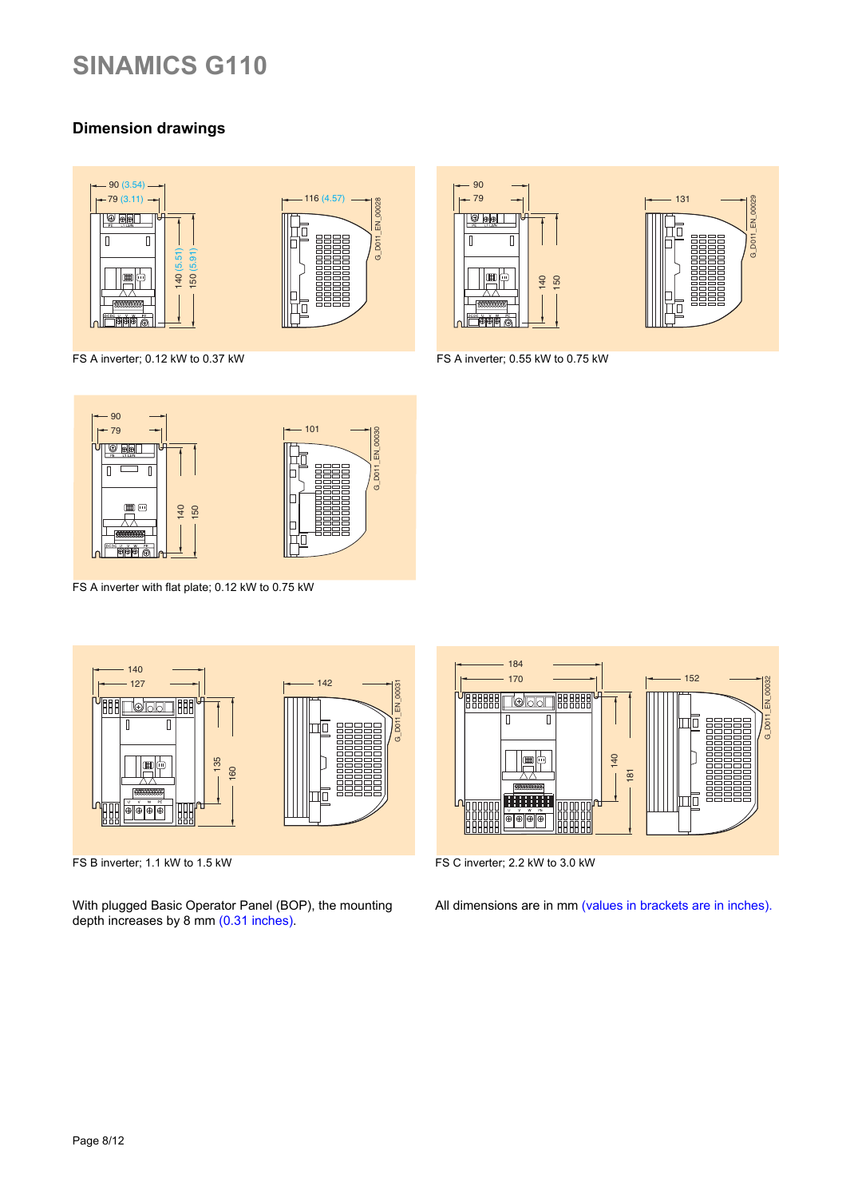## Dimension drawings

FS A inverter; 0.12 kW to 0.37 kW

FS A inverter; 0.55 kW to 0.75 kW

FS A inverter with flat plate; 0.12 kW to 0.75 kW

FS B inverter; 1.1 kW to 1.5 kW

FS C inverter; 2.2 kW to 3.0 kW

With plugged Basic Operator Panel (BOP), the mounting depth increases by 8 mm (0.31 inches).

All dimensions are in mm (values in brackets are in inches).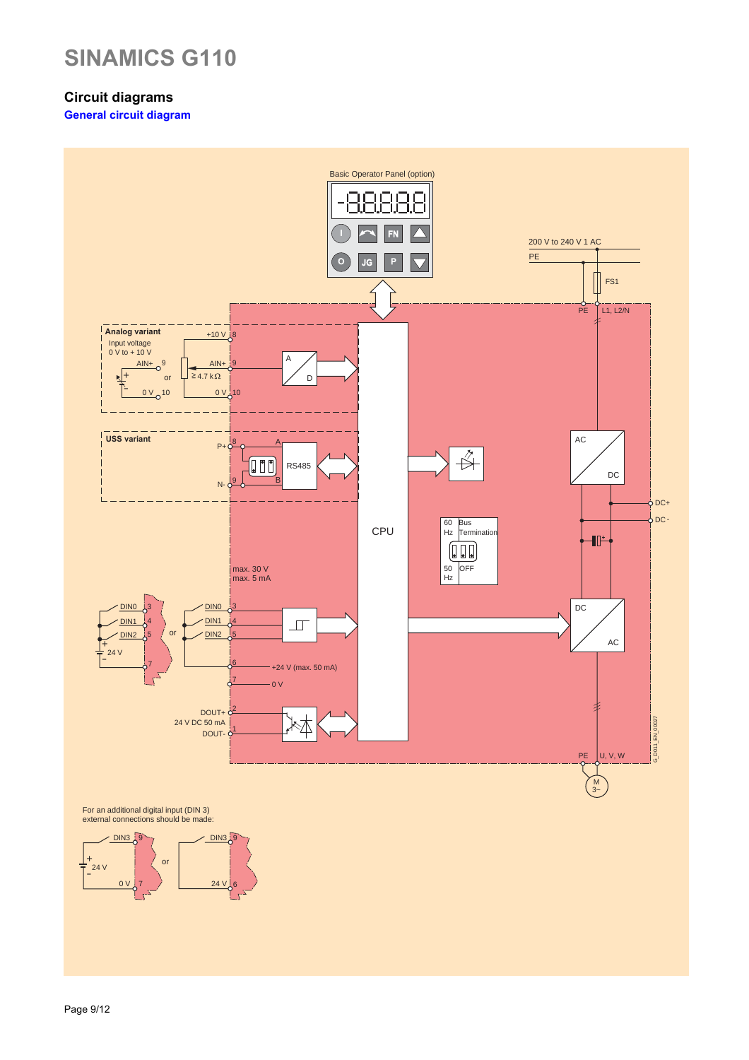# SINAMICS G110

## Circuit diagrams

### General circuit diagram

Basic Operator Panel (option)

200 V to 240 V 1 AC

PE

FS1

PE L1, L2/N

Analog variant
Input voltage
0 V to + 10 V

+10 V 8

AIN+ 9

≥ 4.7 kΩ

or

0 V 10

A D

USS variant

P+ 8 A

RS485

N- 9 B

CPU

AC DC

DC+

DC -

60 Hz Bus Termination

50 Hz OFF

max. 30 V
max. 5 mA

DIN0 3

DIN1 4

DIN2 5

24 V

7

or

6 +24 V (max. 50 mA)

7 0 V

DC AC

DOUT+ 2
24 V DC 50 mA
DOUT- 1

PE U, V, W

M 3~

G_D011_EN_00027

For an additional digital input (DIN 3) external connections should be made:

DIN3 9

24 V

0 V 7

or

DIN3 9

24 V 6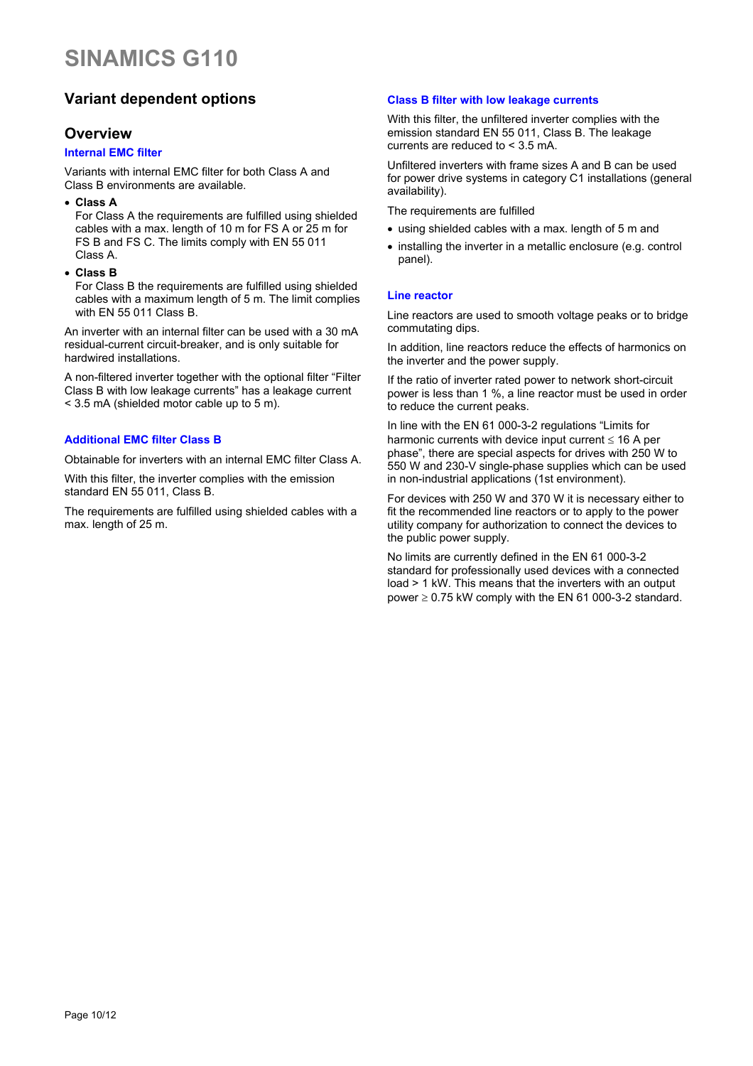# SINAMICS G110

## Variant dependent options

## Overview

### Internal EMC filter

Variants with internal EMC filter for both Class A and Class B environments are available.

- **Class A**
  For Class A the requirements are fulfilled using shielded cables with a max. length of 10 m for FS A or 25 m for FS B and FS C. The limits comply with EN 55 011 Class A.
- **Class B**
  For Class B the requirements are fulfilled using shielded cables with a maximum length of 5 m. The limit complies with EN 55 011 Class B.

An inverter with an internal filter can be used with a 30 mA residual-current circuit-breaker, and is only suitable for hardwired installations.

A non-filtered inverter together with the optional filter "Filter Class B with low leakage currents" has a leakage current < 3.5 mA (shielded motor cable up to 5 m).

### Additional EMC filter Class B

Obtainable for inverters with an internal EMC filter Class A.

With this filter, the inverter complies with the emission standard EN 55 011, Class B.

The requirements are fulfilled using shielded cables with a max. length of 25 m.

### Class B filter with low leakage currents

With this filter, the unfiltered inverter complies with the emission standard EN 55 011, Class B. The leakage currents are reduced to < 3.5 mA.

Unfiltered inverters with frame sizes A and B can be used for power drive systems in category C1 installations (general availability).

The requirements are fulfilled

- using shielded cables with a max. length of 5 m and
- installing the inverter in a metallic enclosure (e.g. control panel).

### Line reactor

Line reactors are used to smooth voltage peaks or to bridge commutating dips.

In addition, line reactors reduce the effects of harmonics on the inverter and the power supply.

If the ratio of inverter rated power to network short-circuit power is less than 1 %, a line reactor must be used in order to reduce the current peaks.

In line with the EN 61 000-3-2 regulations "Limits for harmonic currents with device input current ≤ 16 A per phase", there are special aspects for drives with 250 W to 550 W and 230-V single-phase supplies which can be used in non-industrial applications (1st environment).

For devices with 250 W and 370 W it is necessary either to fit the recommended line reactors or to apply to the power utility company for authorization to connect the devices to the public power supply.

No limits are currently defined in the EN 61 000-3-2 standard for professionally used devices with a connected load > 1 kW. This means that the inverters with an output power ≥ 0.75 kW comply with the EN 61 000-3-2 standard.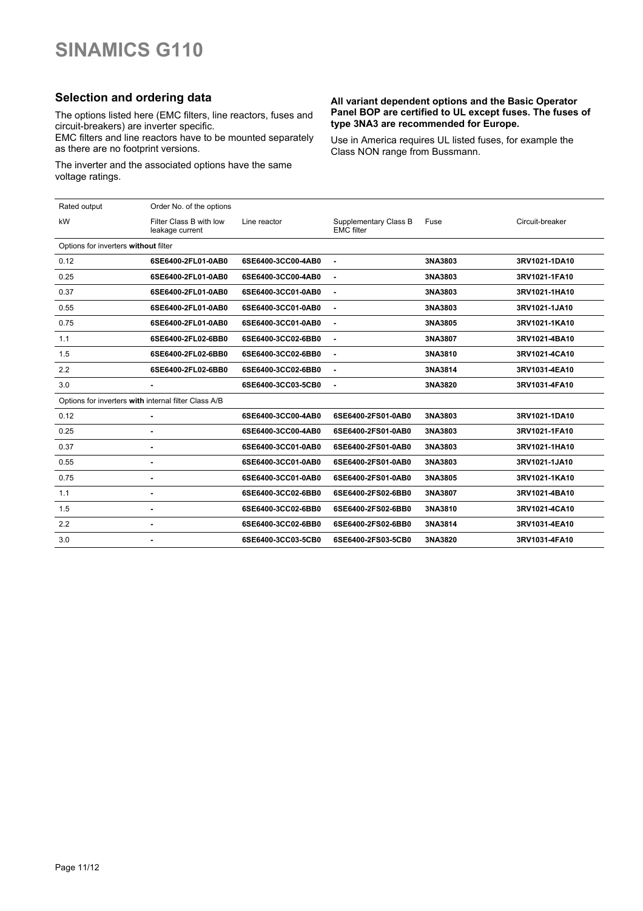# SINAMICS G110

## Selection and ordering data

The options listed here (EMC filters, line reactors, fuses and circuit-breakers) are inverter specific.
EMC filters and line reactors have to be mounted separately as there are no footprint versions.

The inverter and the associated options have the same voltage ratings.

**All variant dependent options and the Basic Operator Panel BOP are certified to UL except fuses. The fuses of type 3NA3 are recommended for Europe.**

Use in America requires UL listed fuses, for example the Class NON range from Bussmann.

| Rated output | Order No. of the options | | | | |
|---|---|---|---|---|---|
| kW | Filter Class B with low leakage current | Line reactor | Supplementary Class B EMC filter | Fuse | Circuit-breaker |
| Options for inverters **without** filter | | | | | |
| 0.12 | **6SE6400-2FL01-0AB0** | **6SE6400-3CC00-4AB0** | **-** | **3NA3803** | **3RV1021-1DA10** |
| 0.25 | **6SE6400-2FL01-0AB0** | **6SE6400-3CC00-4AB0** | **-** | **3NA3803** | **3RV1021-1FA10** |
| 0.37 | **6SE6400-2FL01-0AB0** | **6SE6400-3CC01-0AB0** | **-** | **3NA3803** | **3RV1021-1HA10** |
| 0.55 | **6SE6400-2FL01-0AB0** | **6SE6400-3CC01-0AB0** | **-** | **3NA3803** | **3RV1021-1JA10** |
| 0.75 | **6SE6400-2FL01-0AB0** | **6SE6400-3CC01-0AB0** | **-** | **3NA3805** | **3RV1021-1KA10** |
| 1.1 | **6SE6400-2FL02-6BB0** | **6SE6400-3CC02-6BB0** | **-** | **3NA3807** | **3RV1021-4BA10** |
| 1.5 | **6SE6400-2FL02-6BB0** | **6SE6400-3CC02-6BB0** | **-** | **3NA3810** | **3RV1021-4CA10** |
| 2.2 | **6SE6400-2FL02-6BB0** | **6SE6400-3CC02-6BB0** | **-** | **3NA3814** | **3RV1031-4EA10** |
| 3.0 | **-** | **6SE6400-3CC03-5CB0** | **-** | **3NA3820** | **3RV1031-4FA10** |
| Options for inverters **with** internal filter Class A/B | | | | | |
| 0.12 | **-** | **6SE6400-3CC00-4AB0** | **6SE6400-2FS01-0AB0** | **3NA3803** | **3RV1021-1DA10** |
| 0.25 | **-** | **6SE6400-3CC00-4AB0** | **6SE6400-2FS01-0AB0** | **3NA3803** | **3RV1021-1FA10** |
| 0.37 | **-** | **6SE6400-3CC01-0AB0** | **6SE6400-2FS01-0AB0** | **3NA3803** | **3RV1021-1HA10** |
| 0.55 | **-** | **6SE6400-3CC01-0AB0** | **6SE6400-2FS01-0AB0** | **3NA3803** | **3RV1021-1JA10** |
| 0.75 | **-** | **6SE6400-3CC01-0AB0** | **6SE6400-2FS01-0AB0** | **3NA3805** | **3RV1021-1KA10** |
| 1.1 | **-** | **6SE6400-3CC02-6BB0** | **6SE6400-2FS02-6BB0** | **3NA3807** | **3RV1021-4BA10** |
| 1.5 | **-** | **6SE6400-3CC02-6BB0** | **6SE6400-2FS02-6BB0** | **3NA3810** | **3RV1021-4CA10** |
| 2.2 | **-** | **6SE6400-3CC02-6BB0** | **6SE6400-2FS02-6BB0** | **3NA3814** | **3RV1031-4EA10** |
| 3.0 | **-** | **6SE6400-3CC03-5CB0** | **6SE6400-2FS03-5CB0** | **3NA3820** | **3RV1031-4FA10** |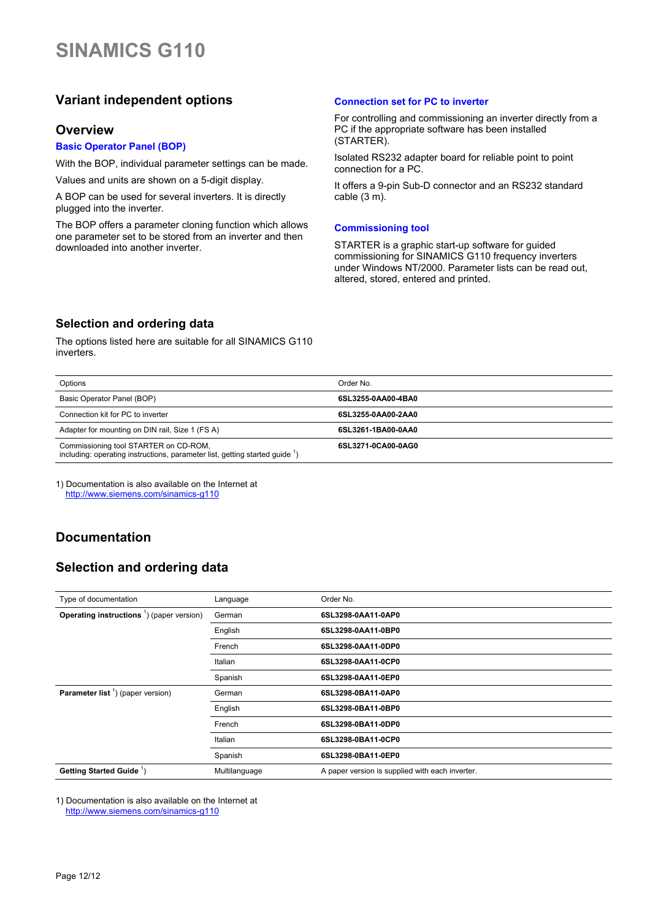# SINAMICS G110

## Variant independent options

### Overview

**Basic Operator Panel (BOP)**

With the BOP, individual parameter settings can be made.

Values and units are shown on a 5-digit display.

A BOP can be used for several inverters. It is directly plugged into the inverter.

The BOP offers a parameter cloning function which allows one parameter set to be stored from an inverter and then downloaded into another inverter.

**Connection set for PC to inverter**

For controlling and commissioning an inverter directly from a PC if the appropriate software has been installed (STARTER).

Isolated RS232 adapter board for reliable point to point connection for a PC.

It offers a 9-pin Sub-D connector and an RS232 standard cable (3 m).

**Commissioning tool**

STARTER is a graphic start-up software for guided commissioning for SINAMICS G110 frequency inverters under Windows NT/2000. Parameter lists can be read out, altered, stored, entered and printed.

### Selection and ordering data

The options listed here are suitable for all SINAMICS G110 inverters.

| Options | Order No. |
| --- | --- |
| Basic Operator Panel (BOP) | **6SL3255-0AA00-4BA0** |
| Connection kit for PC to inverter | **6SL3255-0AA00-2AA0** |
| Adapter for mounting on DIN rail, Size 1 (FS A) | **6SL3261-1BA00-0AA0** |
| Commissioning tool STARTER on CD-ROM, including: operating instructions, parameter list, getting started guide [1]) | **6SL3271-0CA00-0AG0** |

1) Documentation is also available on the Internet at http://www.siemens.com/sinamics-g110

## Documentation

### Selection and ordering data

| Type of documentation | Language | Order No. |
| --- | --- | --- |
| **Operating instructions** [1]) (paper version) | German | **6SL3298-0AA11-0AP0** |
| | English | **6SL3298-0AA11-0BP0** |
| | French | **6SL3298-0AA11-0DP0** |
| | Italian | **6SL3298-0AA11-0CP0** |
| | Spanish | **6SL3298-0AA11-0EP0** |
| **Parameter list** [1]) (paper version) | German | **6SL3298-0BA11-0AP0** |
| | English | **6SL3298-0BA11-0BP0** |
| | French | **6SL3298-0BA11-0DP0** |
| | Italian | **6SL3298-0BA11-0CP0** |
| | Spanish | **6SL3298-0BA11-0EP0** |
| **Getting Started Guide** [1]) | Multilanguage | A paper version is supplied with each inverter. |

1) Documentation is also available on the Internet at http://www.siemens.com/sinamics-g110